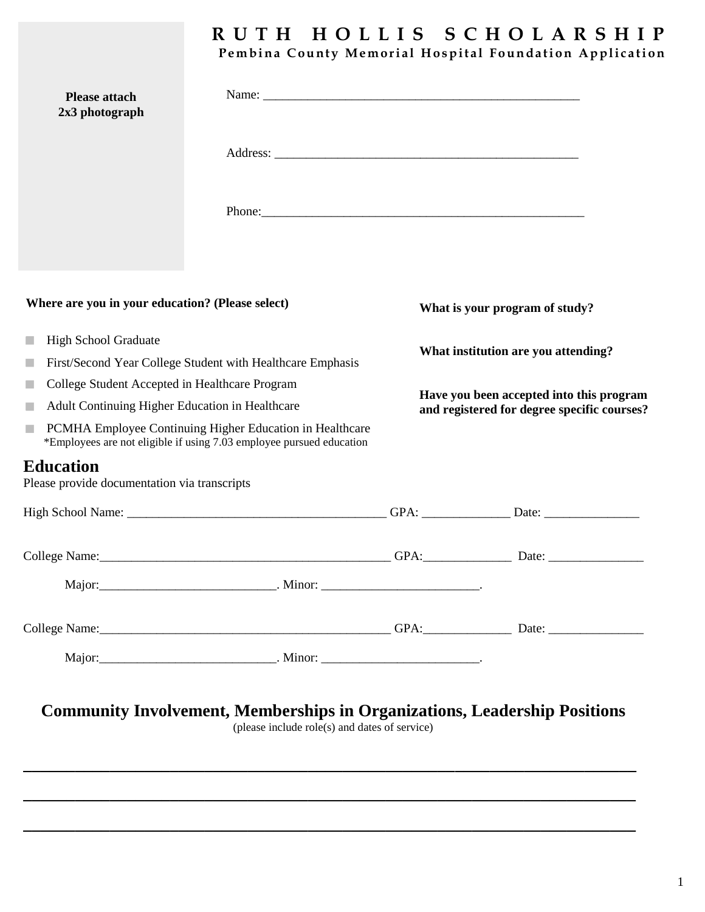# RUTH HOLLIS SCHOLARSHIP

**Pembina County Memorial Hospital Foundation Application**

**Please attach 2x3 photograph**

Name: ___________________________________________________

Address: ________________________________________________

Phone:___________________________________________________

**Where are you in your education? (Please select)**

- High School Graduate
- First/Second Year College Student with Healthcare Emphasis
- College Student Accepted in Healthcare Program
- Adult Continuing Higher Education in Healthcare
- PCMHA Employee Continuing Higher Education in Healthcare
  *Employees are not eligible if using 7.03 employee pursued education

**What is your program of study?**

**What institution are you attending?**

**Have you been accepted into this program and registered for degree specific courses?**

## Education

Please provide documentation via transcripts

High School Name: _________________________________________ GPA: ______________ Date: _______________

College Name:_________________________________________________ GPA:______________ Date: _______________

Major:____________________________. Minor: _________________________.

College Name:_________________________________________________ GPA:______________ Date: _______________

Major:____________________________. Minor: _________________________.

## Community Involvement, Memberships in Organizations, Leadership Positions

(please include role(s) and dates of service)

___________________________________________________________________________

___________________________________________________________________________

___________________________________________________________________________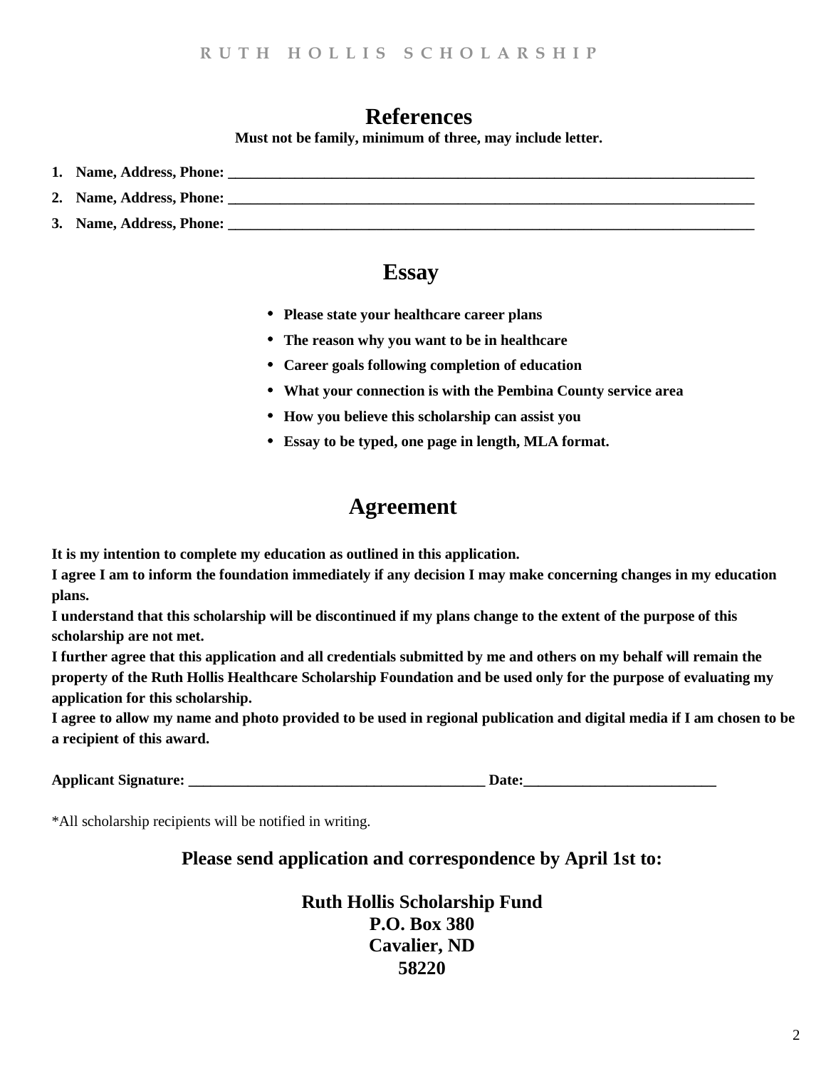## References

**Must not be family, minimum of three, may include letter.**

1. **Name, Address, Phone: ___________________________________________________________________________**
2. **Name, Address, Phone: ___________________________________________________________________________**
3. **Name, Address, Phone: ___________________________________________________________________________**

## Essay

- **Please state your healthcare career plans**
- **The reason why you want to be in healthcare**
- **Career goals following completion of education**
- **What your connection is with the Pembina County service area**
- **How you believe this scholarship can assist you**
- **Essay to be typed, one page in length, MLA format.**

## Agreement

**It is my intention to complete my education as outlined in this application.**
**I agree I am to inform the foundation immediately if any decision I may make concerning changes in my education plans.**
**I understand that this scholarship will be discontinued if my plans change to the extent of the purpose of this scholarship are not met.**
**I further agree that this application and all credentials submitted by me and others on my behalf will remain the property of the Ruth Hollis Healthcare Scholarship Foundation and be used only for the purpose of evaluating my application for this scholarship.**
**I agree to allow my name and photo provided to be used in regional publication and digital media if I am chosen to be a recipient of this award.**

**Applicant Signature: ___________________________________________ Date:___________________________**

*All scholarship recipients will be notified in writing.

**Please send application and correspondence by April 1st to:**

**Ruth Hollis Scholarship Fund**
**P.O. Box 380**
**Cavalier, ND**
**58220**